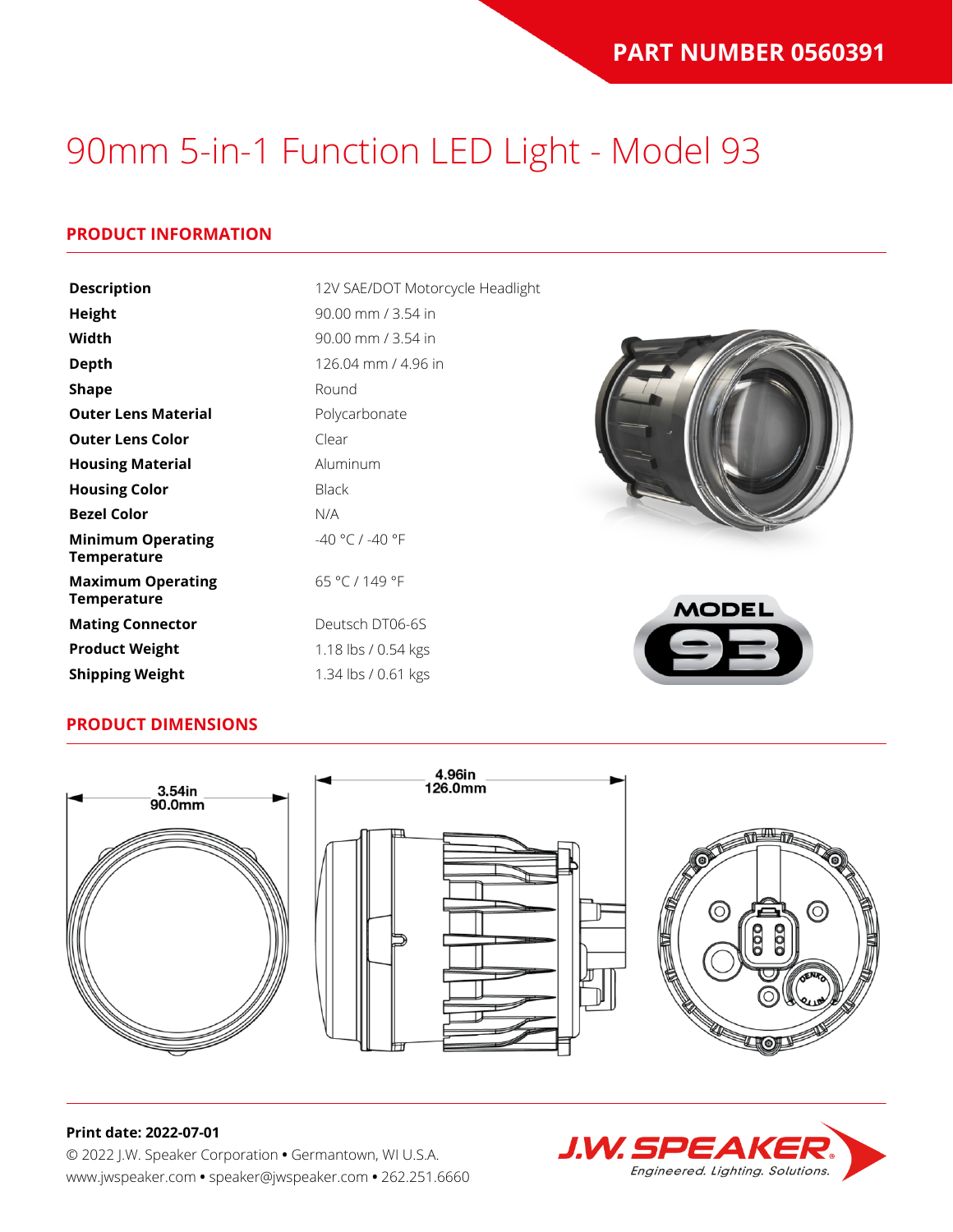**PART NUMBER 0560391**

# 90mm 5-in-1 Function LED Light - Model 93

## PRODUCT INFORMATION

| | |
|---|---|
| **Description** | 12V SAE/DOT Motorcycle Headlight |
| **Height** | 90.00 mm / 3.54 in |
| **Width** | 90.00 mm / 3.54 in |
| **Depth** | 126.04 mm / 4.96 in |
| **Shape** | Round |
| **Outer Lens Material** | Polycarbonate |
| **Outer Lens Color** | Clear |
| **Housing Material** | Aluminum |
| **Housing Color** | Black |
| **Bezel Color** | N/A |
| **Minimum Operating Temperature** | -40 °C / -40 °F |
| **Maximum Operating Temperature** | 65 °C / 149 °F |
| **Mating Connector** | Deutsch DT06-6S |
| **Product Weight** | 1.18 lbs / 0.54 kgs |
| **Shipping Weight** | 1.34 lbs / 0.61 kgs |

## PRODUCT DIMENSIONS

3.54in
90.0mm

4.96in
126.0mm

**Print date: 2022-07-01**
© 2022 J.W. Speaker Corporation • Germantown, WI U.S.A.
www.jwspeaker.com • speaker@jwspeaker.com • 262.251.6660

J.W. SPEAKER *Engineered. Lighting. Solutions.*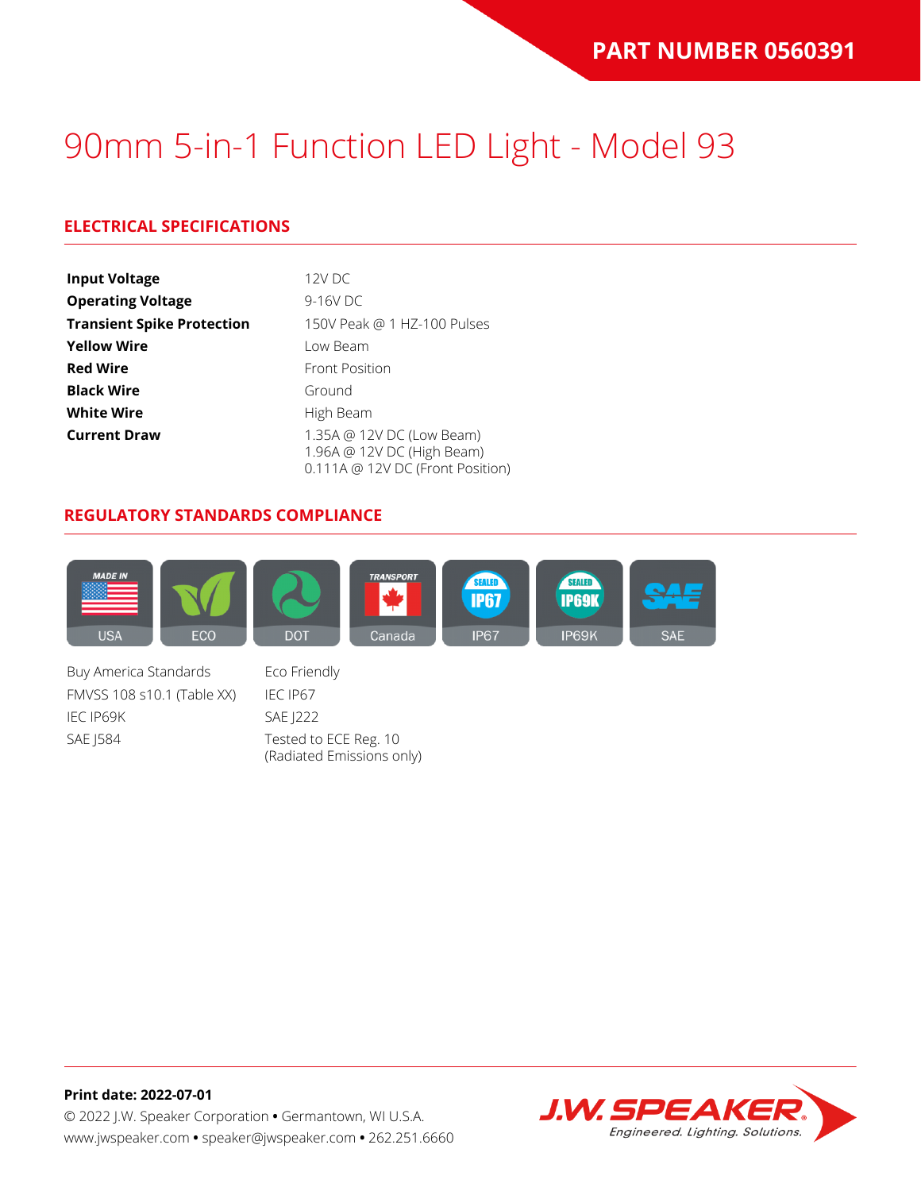**PART NUMBER 0560391**

# 90mm 5-in-1 Function LED Light - Model 93

## ELECTRICAL SPECIFICATIONS

| | |
|---|---|
| **Input Voltage** | 12V DC |
| **Operating Voltage** | 9-16V DC |
| **Transient Spike Protection** | 150V Peak @ 1 HZ-100 Pulses |
| **Yellow Wire** | Low Beam |
| **Red Wire** | Front Position |
| **Black Wire** | Ground |
| **White Wire** | High Beam |
| **Current Draw** | 1.35A @ 12V DC (Low Beam)<br>1.96A @ 12V DC (High Beam)<br>0.111A @ 12V DC (Front Position) |

## REGULATORY STANDARDS COMPLIANCE

USA | ECO | DOT | Canada | IP67 | IP69K | SAE

Buy America Standards

FMVSS 108 s10.1 (Table XX)

IEC IP69K

SAE J584

Eco Friendly

IEC IP67

SAE J222

Tested to ECE Reg. 10 (Radiated Emissions only)

**Print date: 2022-07-01**

© 2022 J.W. Speaker Corporation • Germantown, WI U.S.A.
www.jwspeaker.com • speaker@jwspeaker.com • 262.251.6660

J.W. SPEAKER® Engineered. Lighting. Solutions.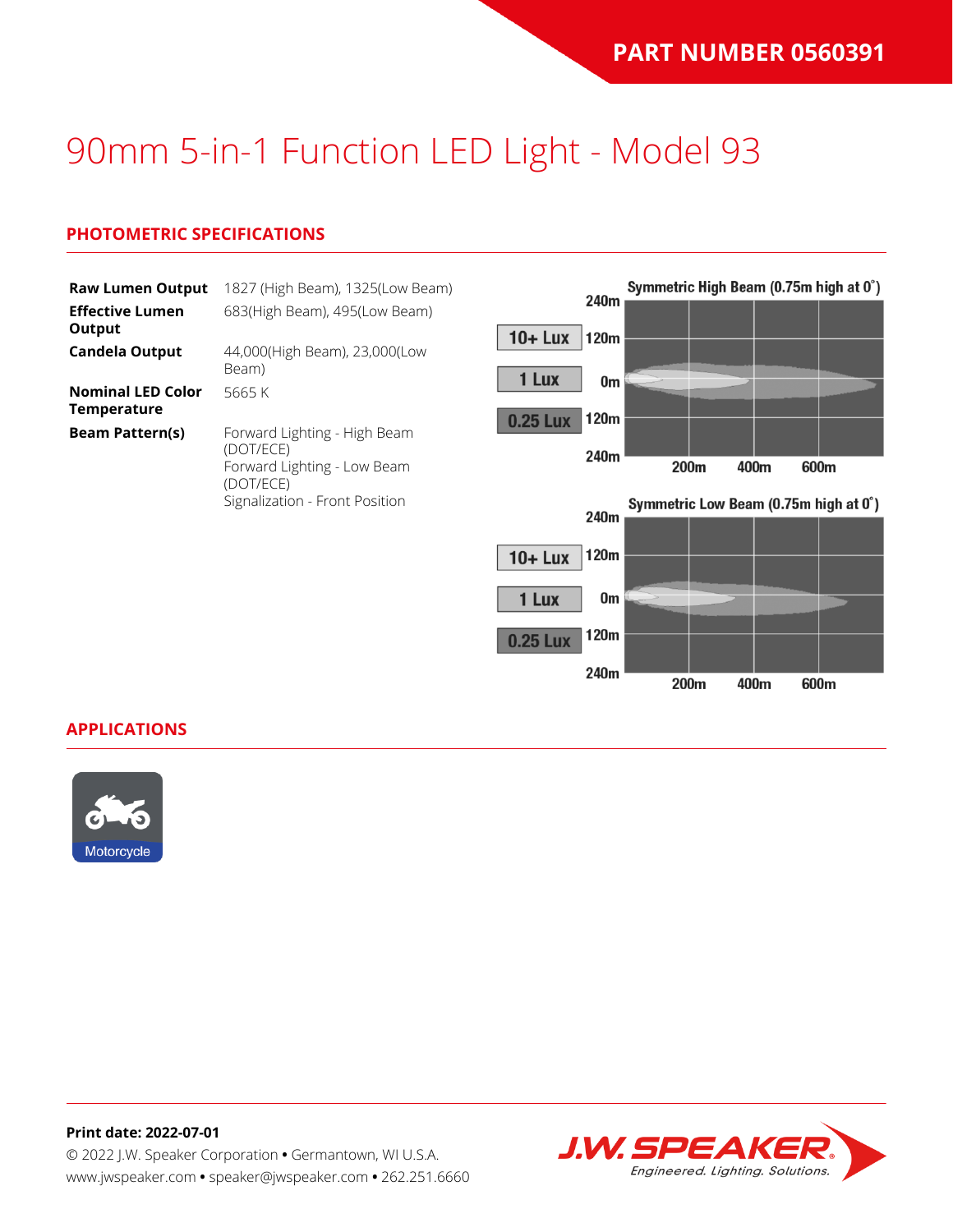**PART NUMBER 0560391**

# 90mm 5-in-1 Function LED Light - Model 93

## PHOTOMETRIC SPECIFICATIONS

| | |
|---|---|
| **Raw Lumen Output** | 1827 (High Beam), 1325(Low Beam) |
| **Effective Lumen Output** | 683(High Beam), 495(Low Beam) |
| **Candela Output** | 44,000(High Beam), 23,000(Low Beam) |
| **Nominal LED Color Temperature** | 5665 K |
| **Beam Pattern(s)** | Forward Lighting - High Beam (DOT/ECE)<br>Forward Lighting - Low Beam (DOT/ECE)<br>Signalization - Front Position |

Symmetric High Beam (0.75m high at 0˚)

Symmetric Low Beam (0.75m high at 0˚)

## APPLICATIONS

Motorcycle

**Print date: 2022-07-01**

© 2022 J.W. Speaker Corporation • Germantown, WI U.S.A.
www.jwspeaker.com • speaker@jwspeaker.com • 262.251.6660

J.W. SPEAKER
Engineered. Lighting. Solutions.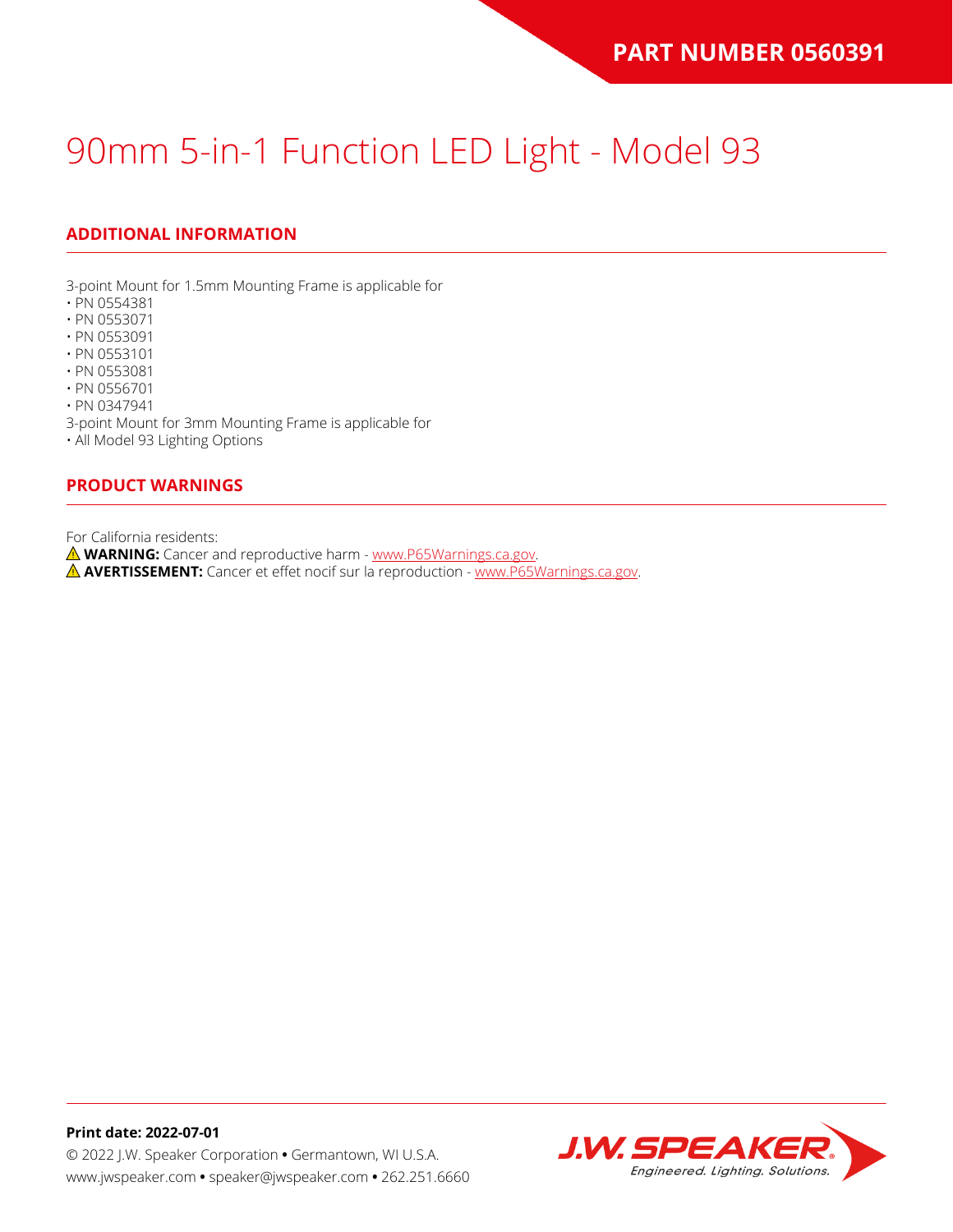# 90mm 5-in-1 Function LED Light - Model 93

## ADDITIONAL INFORMATION

3-point Mount for 1.5mm Mounting Frame is applicable for
- PN 0554381
- PN 0553071
- PN 0553091
- PN 0553101
- PN 0553081
- PN 0556701
- PN 0347941

3-point Mount for 3mm Mounting Frame is applicable for
- All Model 93 Lighting Options

## PRODUCT WARNINGS

For California residents:
⚠ **WARNING:** Cancer and reproductive harm - www.P65Warnings.ca.gov.
⚠ **AVERTISSEMENT:** Cancer et effet nocif sur la reproduction - www.P65Warnings.ca.gov.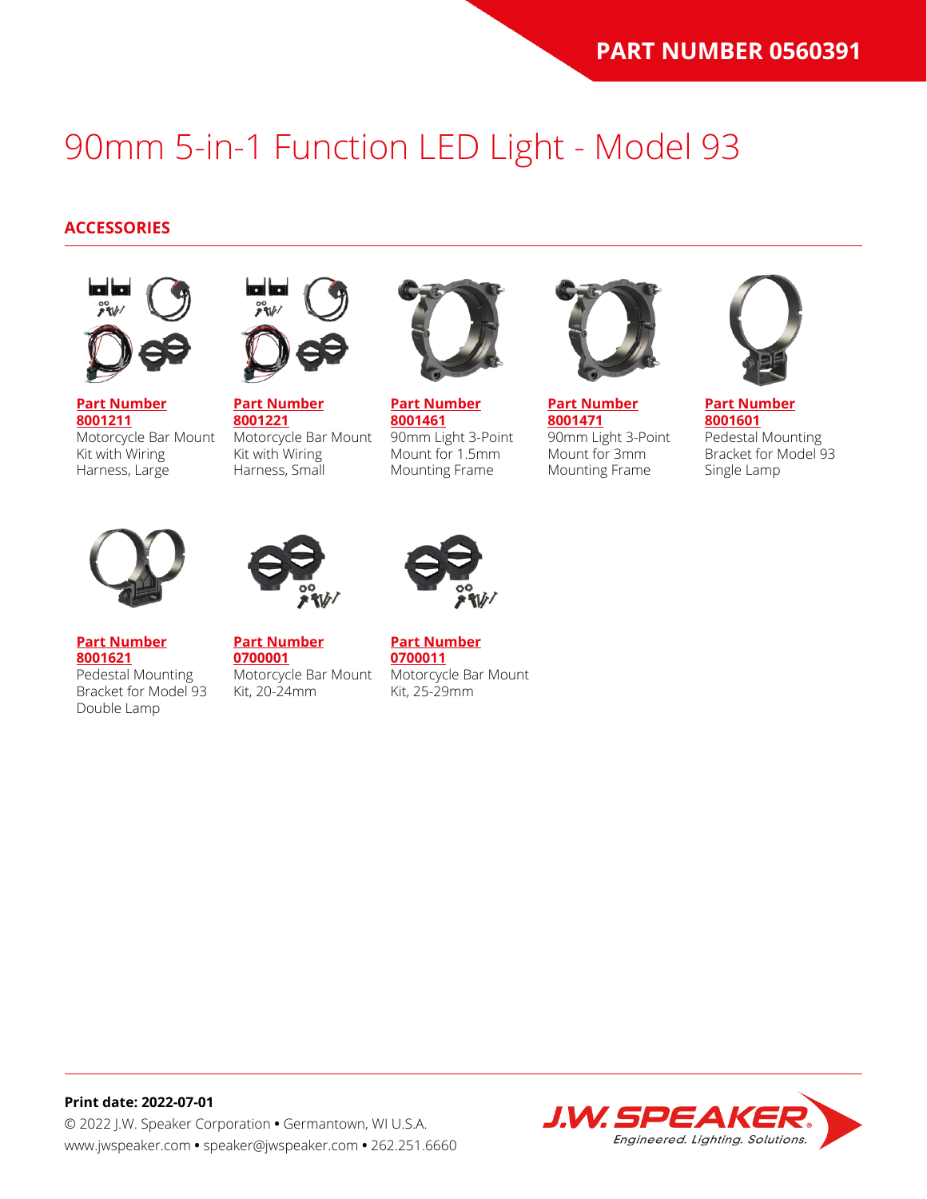PART NUMBER 0560391

# 90mm 5-in-1 Function LED Light - Model 93

## ACCESSORIES

**Part Number 8001211**
Motorcycle Bar Mount Kit with Wiring Harness, Large

**Part Number 8001221**
Motorcycle Bar Mount Kit with Wiring Harness, Small

**Part Number 8001461**
90mm Light 3-Point Mount for 1.5mm Mounting Frame

**Part Number 8001471**
90mm Light 3-Point Mount for 3mm Mounting Frame

**Part Number 8001601**
Pedestal Mounting Bracket for Model 93 Single Lamp

**Part Number 8001621**
Pedestal Mounting Bracket for Model 93 Double Lamp

**Part Number 0700001**
Motorcycle Bar Mount Kit, 20-24mm

**Part Number 0700011**
Motorcycle Bar Mount Kit, 25-29mm

**Print date: 2022-07-01**
© 2022 J.W. Speaker Corporation • Germantown, WI U.S.A.
www.jwspeaker.com • speaker@jwspeaker.com • 262.251.6660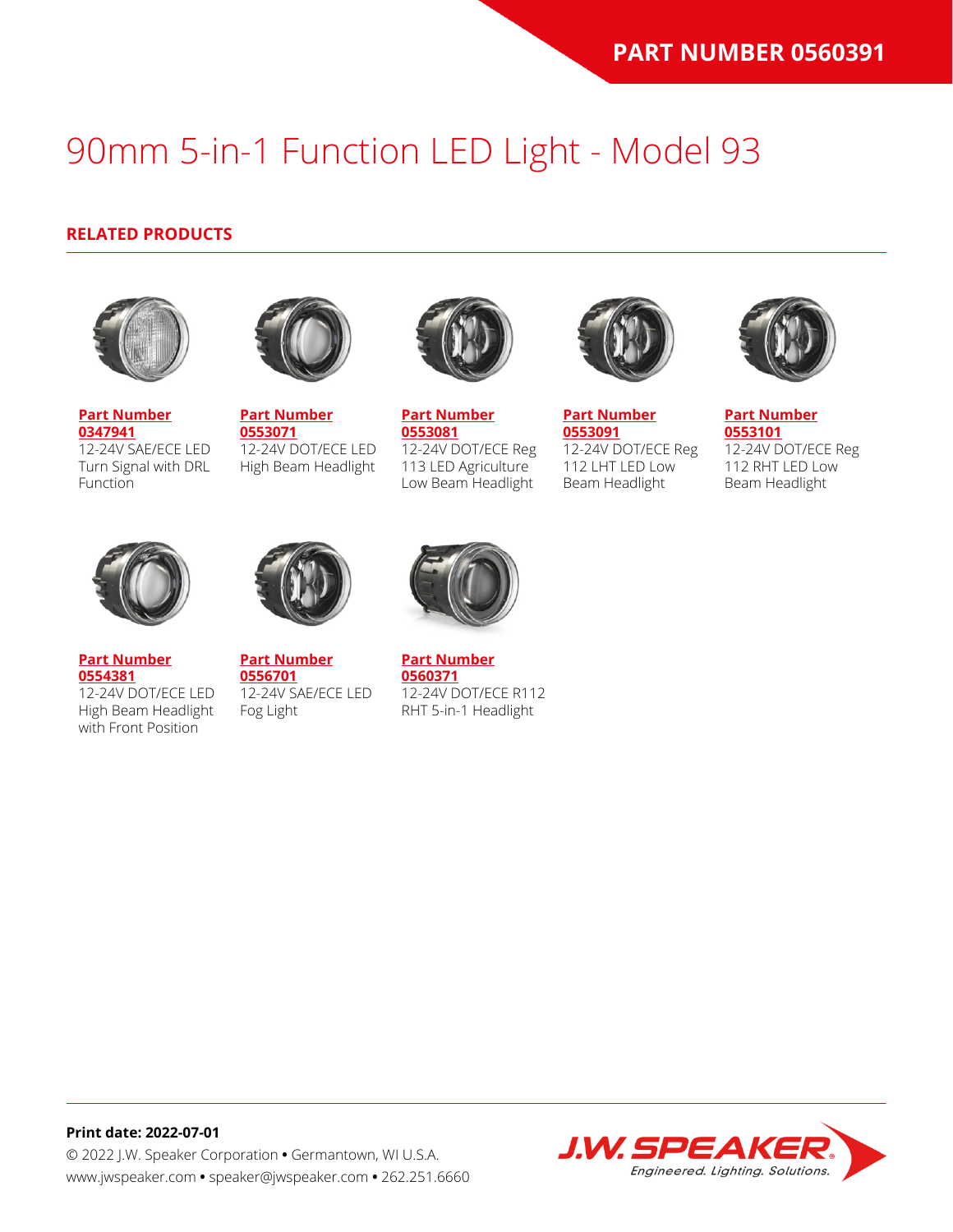# 90mm 5-in-1 Function LED Light - Model 93

## RELATED PRODUCTS

**Part Number 0347941**
12-24V SAE/ECE LED Turn Signal with DRL Function

**Part Number 0553071**
12-24V DOT/ECE LED High Beam Headlight

**Part Number 0553081**
12-24V DOT/ECE Reg 113 LED Agriculture Low Beam Headlight

**Part Number 0553091**
12-24V DOT/ECE Reg 112 LHT LED Low Beam Headlight

**Part Number 0553101**
12-24V DOT/ECE Reg 112 RHT LED Low Beam Headlight

**Part Number 0554381**
12-24V DOT/ECE LED High Beam Headlight with Front Position

**Part Number 0556701**
12-24V SAE/ECE LED Fog Light

**Part Number 0560371**
12-24V DOT/ECE R112 RHT 5-in-1 Headlight